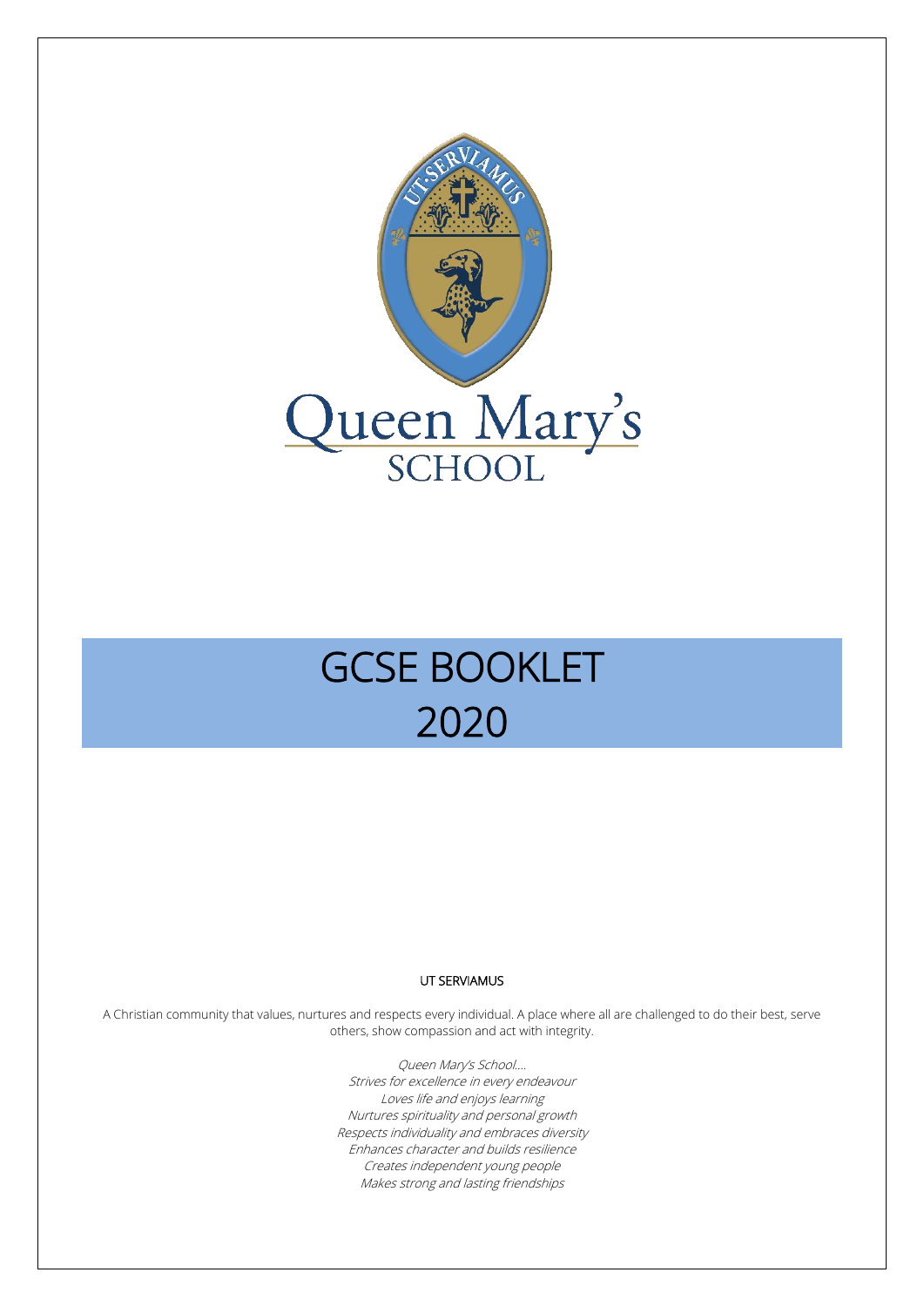Queen Mary's
SCHOOL

# GCSE BOOKLET
# 2020

UT SERVIAMUS

A Christian community that values, nurtures and respects every individual. A place where all are challenged to do their best, serve others, show compassion and act with integrity.

*Queen Mary's School….*
*Strives for excellence in every endeavour*
*Loves life and enjoys learning*
*Nurtures spirituality and personal growth*
*Respects individuality and embraces diversity*
*Enhances character and builds resilience*
*Creates independent young people*
*Makes strong and lasting friendships*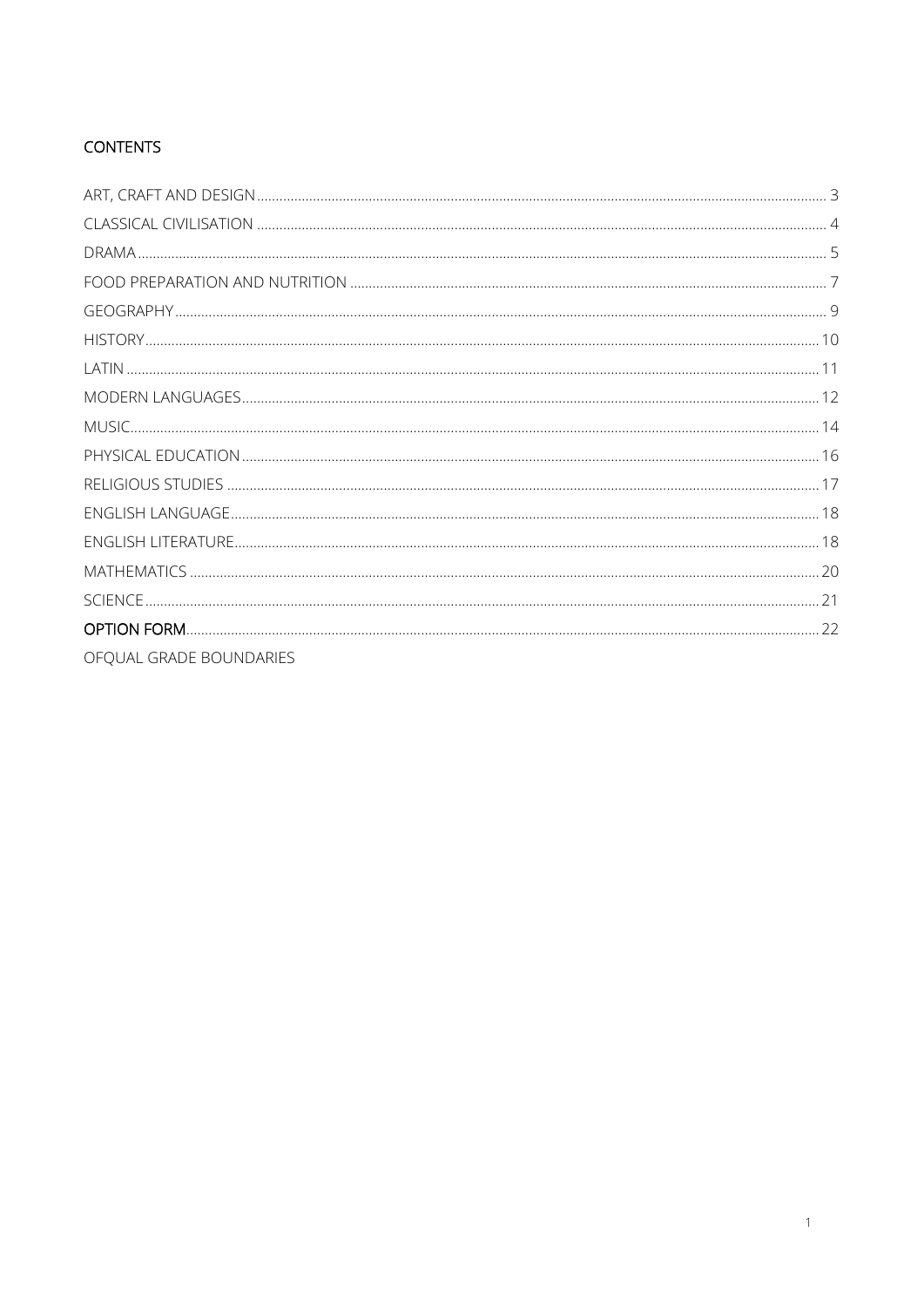# CONTENTS

ART, CRAFT AND DESIGN ........................................ 3
CLASSICAL CIVILISATION ........................................ 4
DRAMA ........................................ 5
FOOD PREPARATION AND NUTRITION ........................................ 7
GEOGRAPHY ........................................ 9
HISTORY ........................................ 10
LATIN ........................................ 11
MODERN LANGUAGES ........................................ 12
MUSIC ........................................ 14
PHYSICAL EDUCATION ........................................ 16
RELIGIOUS STUDIES ........................................ 17
ENGLISH LANGUAGE ........................................ 18
ENGLISH LITERATURE ........................................ 18
MATHEMATICS ........................................ 20
SCIENCE ........................................ 21
**OPTION FORM** ........................................ 22
OFQUAL GRADE BOUNDARIES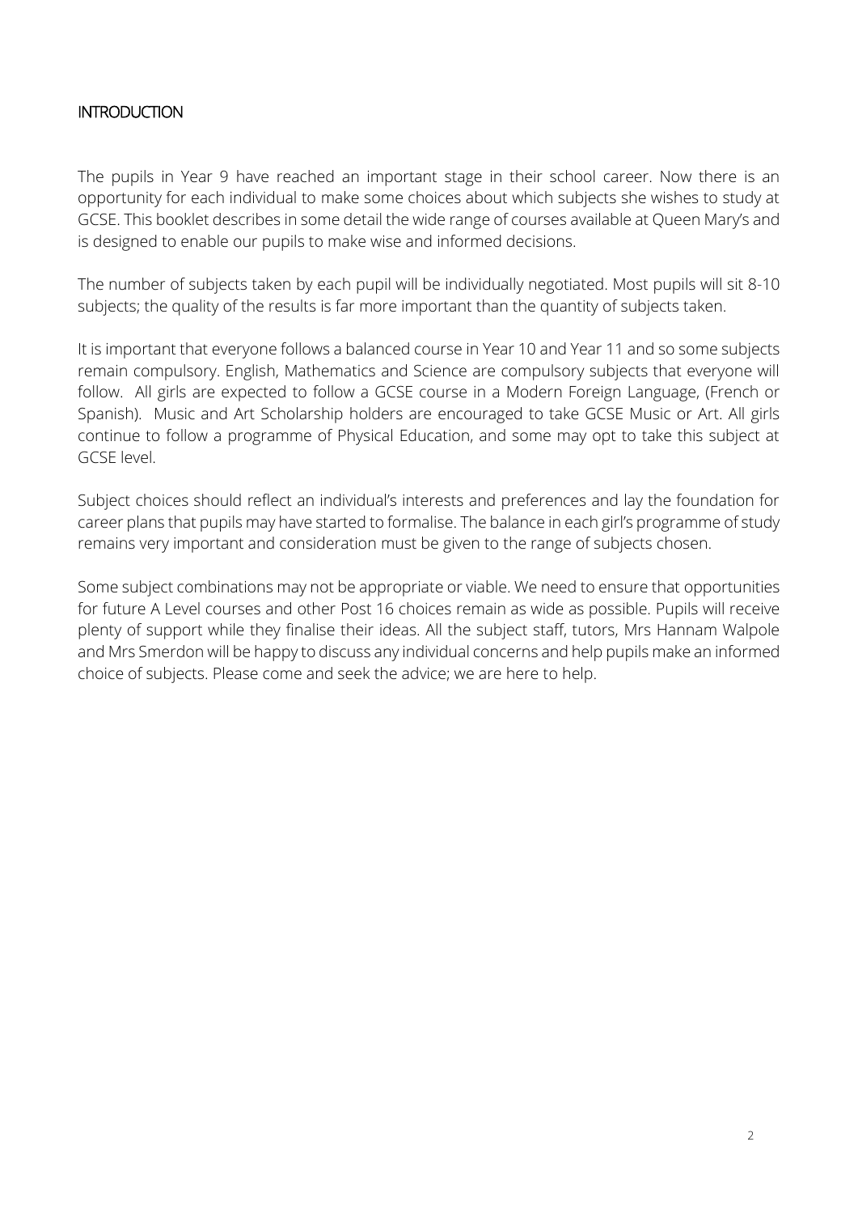## INTRODUCTION

The pupils in Year 9 have reached an important stage in their school career. Now there is an opportunity for each individual to make some choices about which subjects she wishes to study at GCSE. This booklet describes in some detail the wide range of courses available at Queen Mary's and is designed to enable our pupils to make wise and informed decisions.

The number of subjects taken by each pupil will be individually negotiated. Most pupils will sit 8-10 subjects; the quality of the results is far more important than the quantity of subjects taken.

It is important that everyone follows a balanced course in Year 10 and Year 11 and so some subjects remain compulsory. English, Mathematics and Science are compulsory subjects that everyone will follow. All girls are expected to follow a GCSE course in a Modern Foreign Language, (French or Spanish). Music and Art Scholarship holders are encouraged to take GCSE Music or Art. All girls continue to follow a programme of Physical Education, and some may opt to take this subject at GCSE level.

Subject choices should reflect an individual's interests and preferences and lay the foundation for career plans that pupils may have started to formalise. The balance in each girl's programme of study remains very important and consideration must be given to the range of subjects chosen.

Some subject combinations may not be appropriate or viable. We need to ensure that opportunities for future A Level courses and other Post 16 choices remain as wide as possible. Pupils will receive plenty of support while they finalise their ideas. All the subject staff, tutors, Mrs Hannam Walpole and Mrs Smerdon will be happy to discuss any individual concerns and help pupils make an informed choice of subjects. Please come and seek the advice; we are here to help.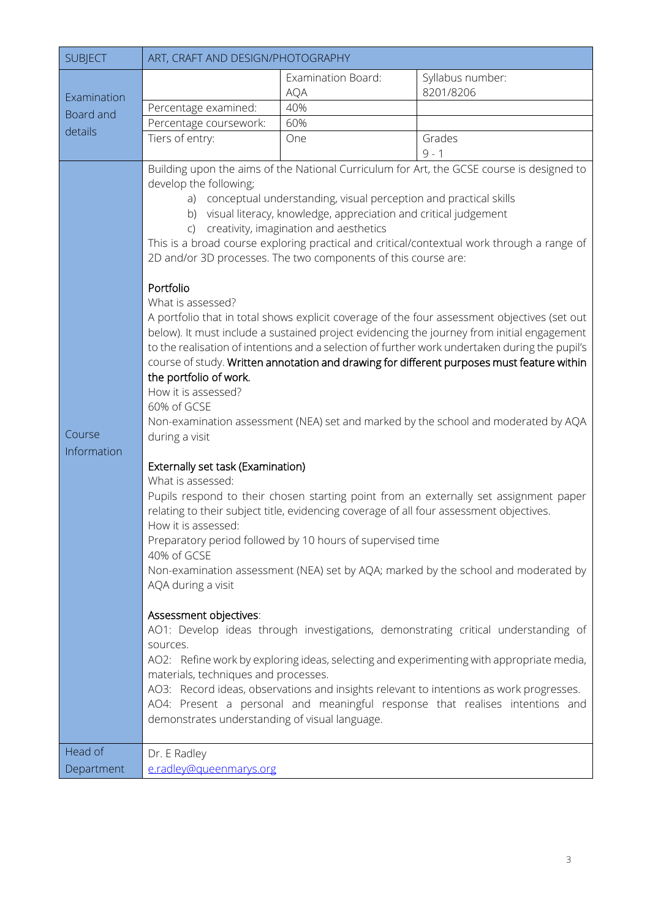| SUBJECT | ART, CRAFT AND DESIGN/PHOTOGRAPHY | | |
|---|---|---|---|
| Examination Board and details | | Examination Board: AQA | Syllabus number: 8201/8206 |
| | Percentage examined: | 40% | |
| | Percentage coursework: | 60% | |
| | Tiers of entry: | One | Grades 9 - 1 |

**Course Information**

Building upon the aims of the National Curriculum for Art, the GCSE course is designed to develop the following;

a) conceptual understanding, visual perception and practical skills
b) visual literacy, knowledge, appreciation and critical judgement
c) creativity, imagination and aesthetics

This is a broad course exploring practical and critical/contextual work through a range of 2D and/or 3D processes. The two components of this course are:

**Portfolio**

What is assessed?

A portfolio that in total shows explicit coverage of the four assessment objectives (set out below). It must include a sustained project evidencing the journey from initial engagement to the realisation of intentions and a selection of further work undertaken during the pupil's course of study. **Written annotation and drawing for different purposes must feature within the portfolio of work.**

How it is assessed?

60% of GCSE

Non-examination assessment (NEA) set and marked by the school and moderated by AQA during a visit

**Externally set task (Examination)**

What is assessed:

Pupils respond to their chosen starting point from an externally set assignment paper relating to their subject title, evidencing coverage of all four assessment objectives.

How it is assessed:

Preparatory period followed by 10 hours of supervised time

40% of GCSE

Non-examination assessment (NEA) set by AQA; marked by the school and moderated by AQA during a visit

**Assessment objectives**:

AO1: Develop ideas through investigations, demonstrating critical understanding of sources.

AO2: Refine work by exploring ideas, selecting and experimenting with appropriate media, materials, techniques and processes.

AO3: Record ideas, observations and insights relevant to intentions as work progresses.

AO4: Present a personal and meaningful response that realises intentions and demonstrates understanding of visual language.

**Head of Department**

Dr. E Radley
e.radley@queenmarys.org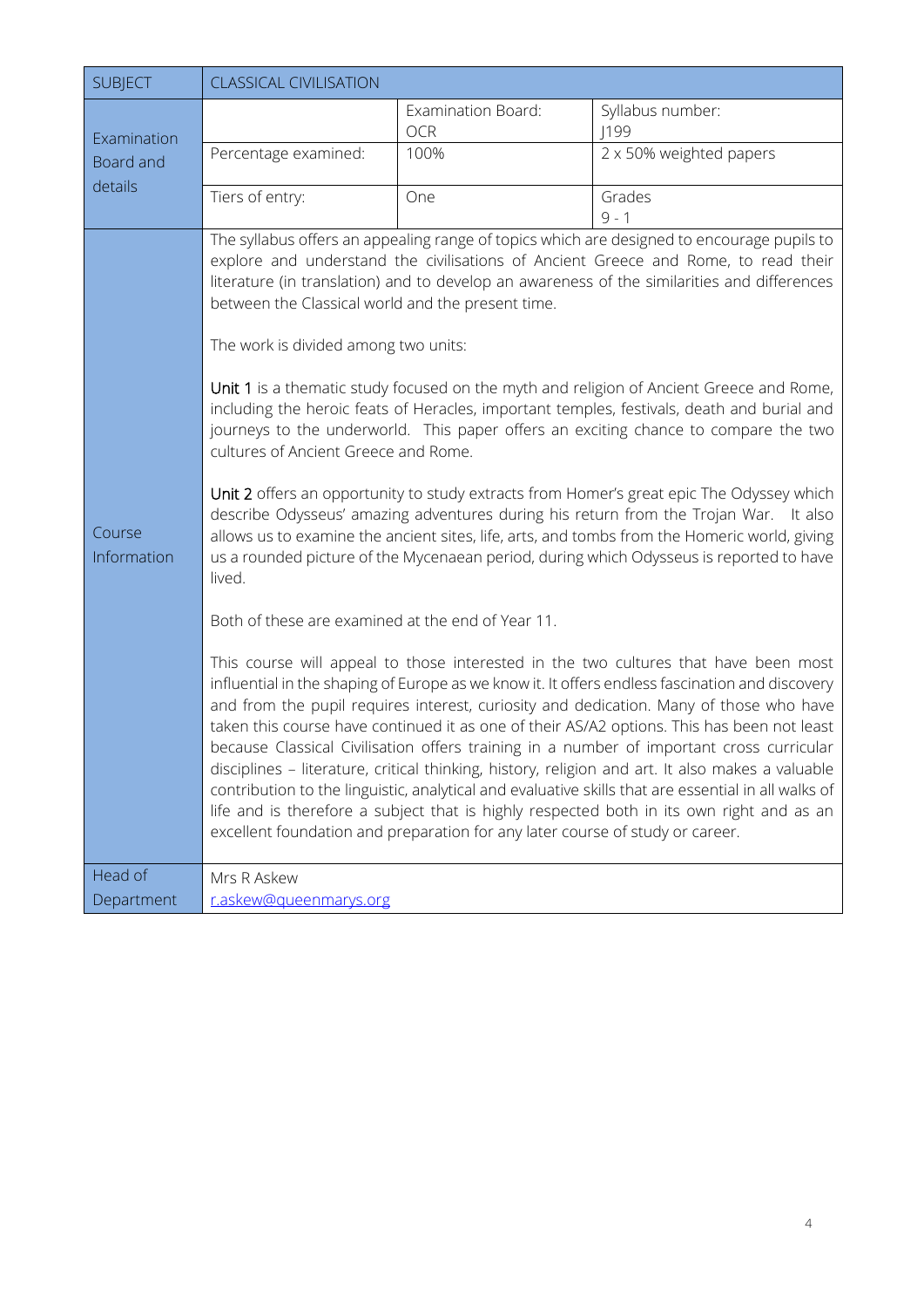| SUBJECT | CLASSICAL CIVILISATION | | |
|---|---|---|---|
| Examination Board and details | | Examination Board: OCR | Syllabus number: J199 |
| | Percentage examined: | 100% | 2 x 50% weighted papers |
| | Tiers of entry: | One | Grades 9 - 1 |

**Course Information**

The syllabus offers an appealing range of topics which are designed to encourage pupils to explore and understand the civilisations of Ancient Greece and Rome, to read their literature (in translation) and to develop an awareness of the similarities and differences between the Classical world and the present time.

The work is divided among two units:

Unit 1 is a thematic study focused on the myth and religion of Ancient Greece and Rome, including the heroic feats of Heracles, important temples, festivals, death and burial and journeys to the underworld. This paper offers an exciting chance to compare the two cultures of Ancient Greece and Rome.

Unit 2 offers an opportunity to study extracts from Homer's great epic The Odyssey which describe Odysseus' amazing adventures during his return from the Trojan War. It also allows us to examine the ancient sites, life, arts, and tombs from the Homeric world, giving us a rounded picture of the Mycenaean period, during which Odysseus is reported to have lived.

Both of these are examined at the end of Year 11.

This course will appeal to those interested in the two cultures that have been most influential in the shaping of Europe as we know it. It offers endless fascination and discovery and from the pupil requires interest, curiosity and dedication. Many of those who have taken this course have continued it as one of their AS/A2 options. This has been not least because Classical Civilisation offers training in a number of important cross curricular disciplines – literature, critical thinking, history, religion and art. It also makes a valuable contribution to the linguistic, analytical and evaluative skills that are essential in all walks of life and is therefore a subject that is highly respected both in its own right and as an excellent foundation and preparation for any later course of study or career.

**Head of Department**

Mrs R Askew
r.askew@queenmarys.org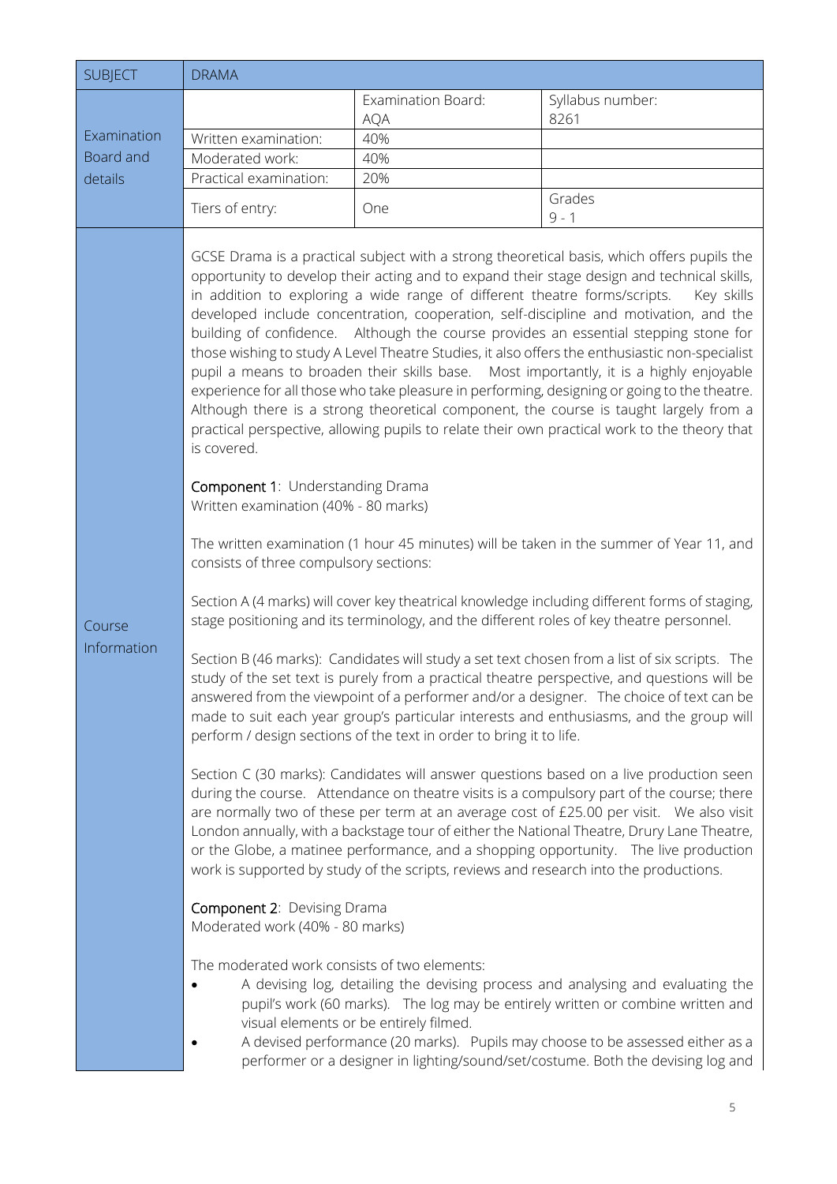| SUBJECT | DRAMA | | |
|---|---|---|---|
| Examination Board and details | | Examination Board: AQA | Syllabus number: 8261 |
| | Written examination: | 40% | |
| | Moderated work: | 40% | |
| | Practical examination: | 20% | |
| | Tiers of entry: | One | Grades 9 - 1 |

**Course Information**

GCSE Drama is a practical subject with a strong theoretical basis, which offers pupils the opportunity to develop their acting and to expand their stage design and technical skills, in addition to exploring a wide range of different theatre forms/scripts. Key skills developed include concentration, cooperation, self-discipline and motivation, and the building of confidence. Although the course provides an essential stepping stone for those wishing to study A Level Theatre Studies, it also offers the enthusiastic non-specialist pupil a means to broaden their skills base. Most importantly, it is a highly enjoyable experience for all those who take pleasure in performing, designing or going to the theatre. Although there is a strong theoretical component, the course is taught largely from a practical perspective, allowing pupils to relate their own practical work to the theory that is covered.

**Component 1**: Understanding Drama
Written examination (40% - 80 marks)

The written examination (1 hour 45 minutes) will be taken in the summer of Year 11, and consists of three compulsory sections:

Section A (4 marks) will cover key theatrical knowledge including different forms of staging, stage positioning and its terminology, and the different roles of key theatre personnel.

Section B (46 marks): Candidates will study a set text chosen from a list of six scripts. The study of the set text is purely from a practical theatre perspective, and questions will be answered from the viewpoint of a performer and/or a designer. The choice of text can be made to suit each year group's particular interests and enthusiasms, and the group will perform / design sections of the text in order to bring it to life.

Section C (30 marks): Candidates will answer questions based on a live production seen during the course. Attendance on theatre visits is a compulsory part of the course; there are normally two of these per term at an average cost of £25.00 per visit. We also visit London annually, with a backstage tour of either the National Theatre, Drury Lane Theatre, or the Globe, a matinee performance, and a shopping opportunity. The live production work is supported by study of the scripts, reviews and research into the productions.

**Component 2**: Devising Drama
Moderated work (40% - 80 marks)

The moderated work consists of two elements:

- A devising log, detailing the devising process and analysing and evaluating the pupil's work (60 marks). The log may be entirely written or combine written and visual elements or be entirely filmed.
- A devised performance (20 marks). Pupils may choose to be assessed either as a performer or a designer in lighting/sound/set/costume. Both the devising log and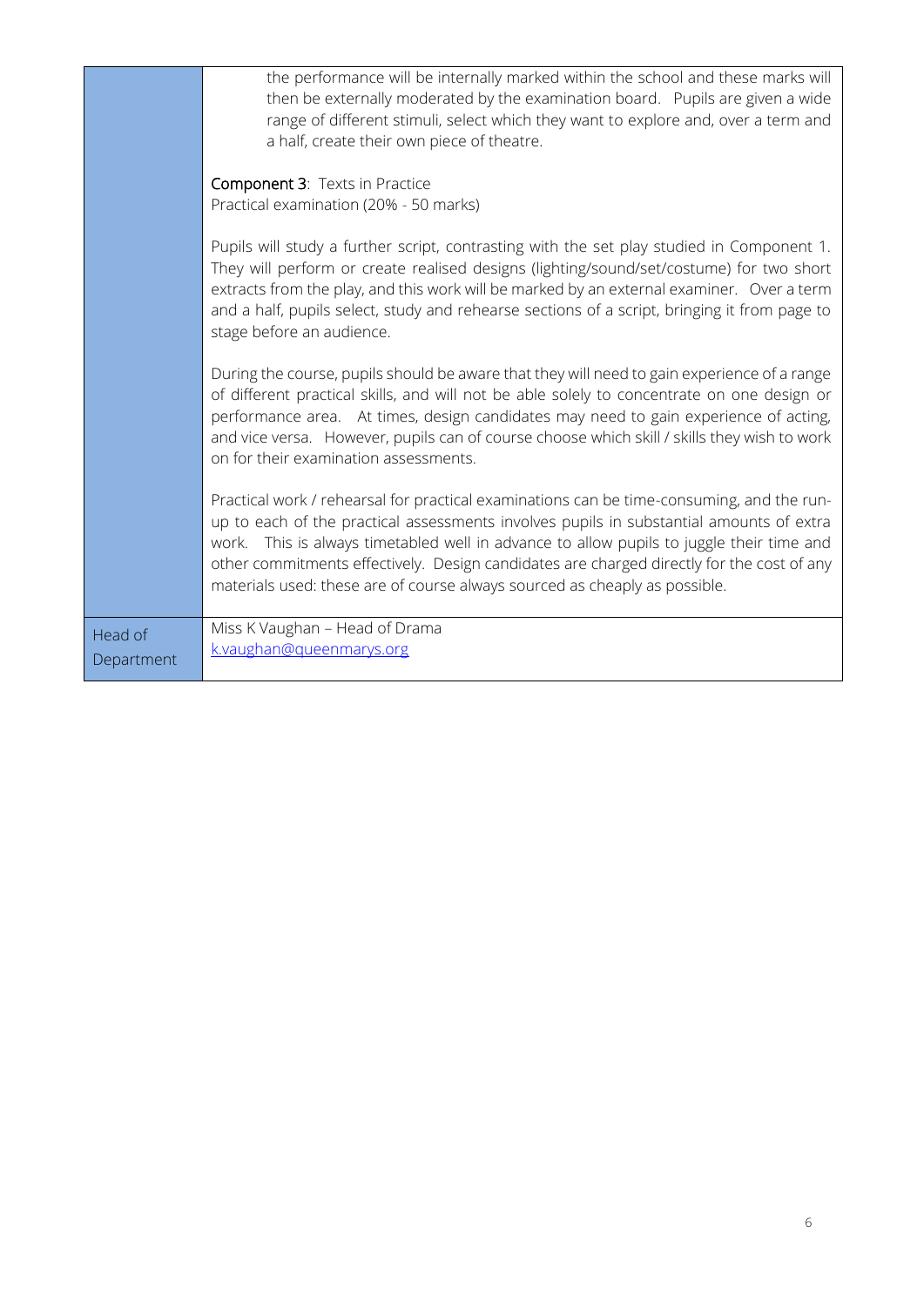| | |
|---|---|
| | the performance will be internally marked within the school and these marks will then be externally moderated by the examination board. Pupils are given a wide range of different stimuli, select which they want to explore and, over a term and a half, create their own piece of theatre.<br><br>**Component 3**: Texts in Practice<br>Practical examination (20% - 50 marks)<br><br>Pupils will study a further script, contrasting with the set play studied in Component 1. They will perform or create realised designs (lighting/sound/set/costume) for two short extracts from the play, and this work will be marked by an external examiner. Over a term and a half, pupils select, study and rehearse sections of a script, bringing it from page to stage before an audience.<br><br>During the course, pupils should be aware that they will need to gain experience of a range of different practical skills, and will not be able solely to concentrate on one design or performance area. At times, design candidates may need to gain experience of acting, and vice versa. However, pupils can of course choose which skill / skills they wish to work on for their examination assessments.<br><br>Practical work / rehearsal for practical examinations can be time-consuming, and the run-up to each of the practical assessments involves pupils in substantial amounts of extra work. This is always timetabled well in advance to allow pupils to juggle their time and other commitments effectively. Design candidates are charged directly for the cost of any materials used: these are of course always sourced as cheaply as possible. |
| Head of Department | Miss K Vaughan – Head of Drama<br>k.vaughan@queenmarys.org |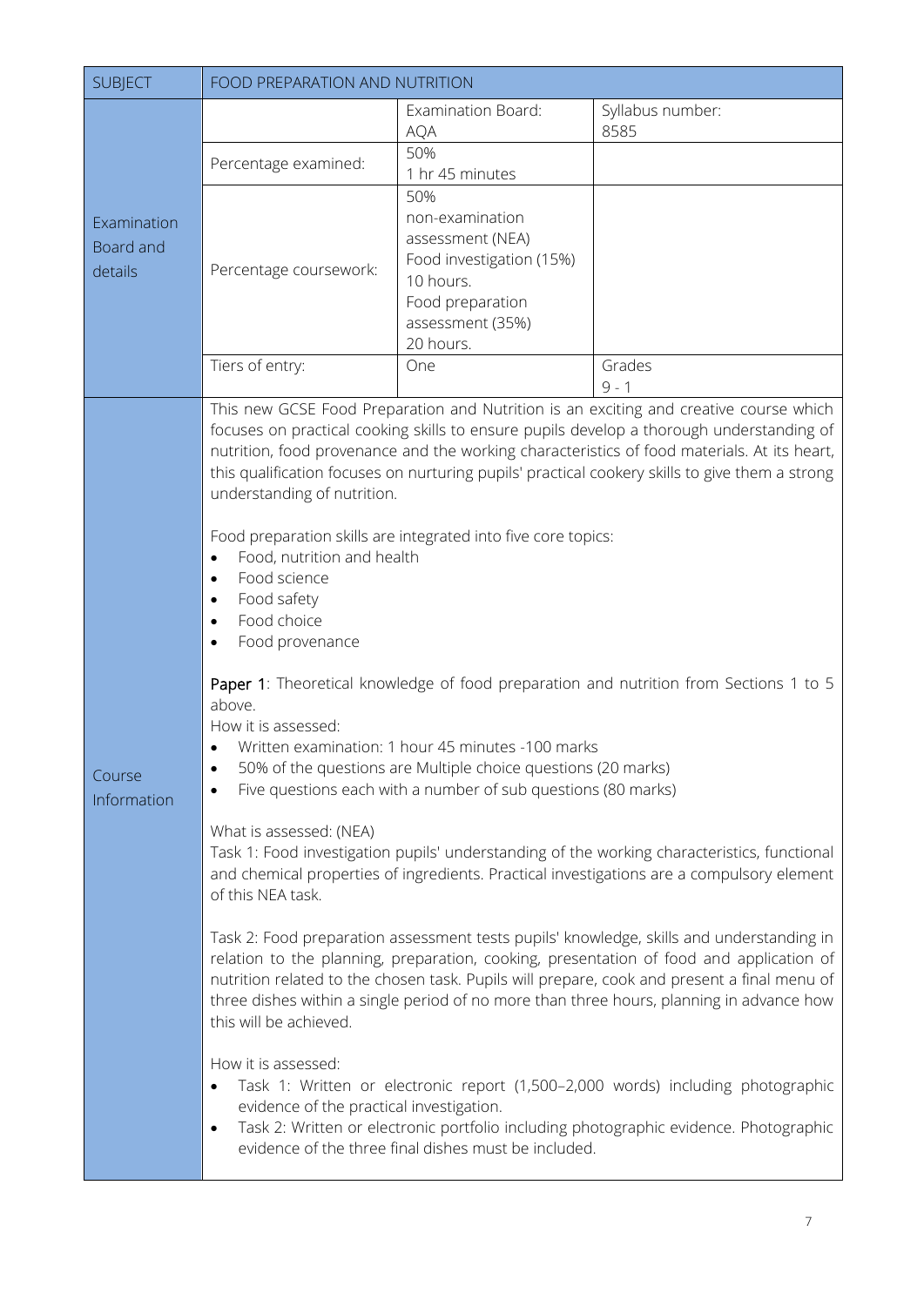| SUBJECT | FOOD PREPARATION AND NUTRITION | | |
|---|---|---|---|
| Examination Board and details | | Examination Board: AQA | Syllabus number: 8585 |
| | Percentage examined: | 50%<br>1 hr 45 minutes | |
| | Percentage coursework: | 50%<br>non-examination assessment (NEA)<br>Food investigation (15%)<br>10 hours.<br>Food preparation assessment (35%)<br>20 hours. | |
| | Tiers of entry: | One | Grades<br>9 - 1 |

**Course Information**

This new GCSE Food Preparation and Nutrition is an exciting and creative course which focuses on practical cooking skills to ensure pupils develop a thorough understanding of nutrition, food provenance and the working characteristics of food materials. At its heart, this qualification focuses on nurturing pupils' practical cookery skills to give them a strong understanding of nutrition.

Food preparation skills are integrated into five core topics:

- Food, nutrition and health
- Food science
- Food safety
- Food choice
- Food provenance

**Paper 1**: Theoretical knowledge of food preparation and nutrition from Sections 1 to 5 above.

How it is assessed:

- Written examination: 1 hour 45 minutes -100 marks
- 50% of the questions are Multiple choice questions (20 marks)
- Five questions each with a number of sub questions (80 marks)

What is assessed: (NEA)

Task 1: Food investigation pupils' understanding of the working characteristics, functional and chemical properties of ingredients. Practical investigations are a compulsory element of this NEA task.

Task 2: Food preparation assessment tests pupils' knowledge, skills and understanding in relation to the planning, preparation, cooking, presentation of food and application of nutrition related to the chosen task. Pupils will prepare, cook and present a final menu of three dishes within a single period of no more than three hours, planning in advance how this will be achieved.

How it is assessed:

- Task 1: Written or electronic report (1,500–2,000 words) including photographic evidence of the practical investigation.
- Task 2: Written or electronic portfolio including photographic evidence. Photographic evidence of the three final dishes must be included.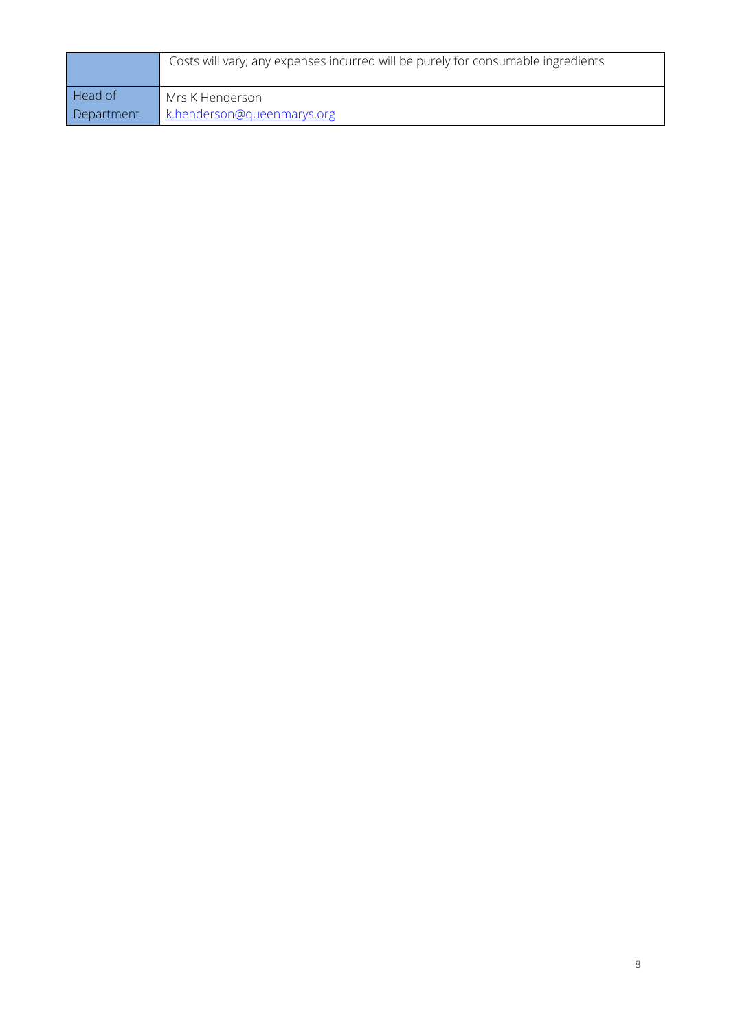| | |
|---|---|
| | Costs will vary; any expenses incurred will be purely for consumable ingredients |
| Head of Department | Mrs K Henderson<br>k.henderson@queenmarys.org |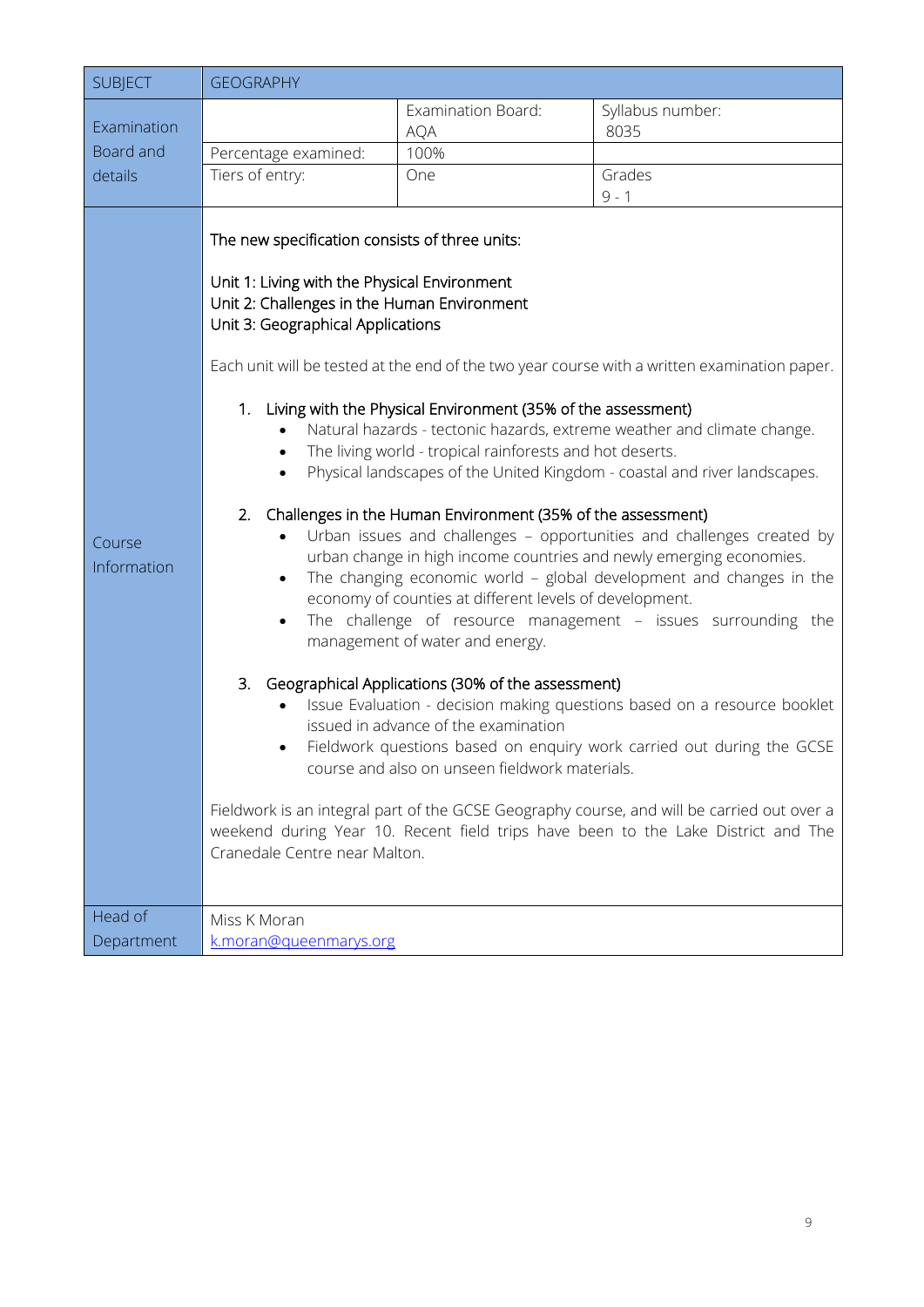| SUBJECT | GEOGRAPHY | | |
|---|---|---|---|
| Examination Board and details | | Examination Board: AQA | Syllabus number: 8035 |
| | Percentage examined: | 100% | |
| | Tiers of entry: | One | Grades 9 - 1 |

**Course Information**

The new specification consists of three units:

Unit 1: Living with the Physical Environment
Unit 2: Challenges in the Human Environment
Unit 3: Geographical Applications

Each unit will be tested at the end of the two year course with a written examination paper.

1. Living with the Physical Environment (35% of the assessment)
   - Natural hazards - tectonic hazards, extreme weather and climate change.
   - The living world - tropical rainforests and hot deserts.
   - Physical landscapes of the United Kingdom - coastal and river landscapes.

2. Challenges in the Human Environment (35% of the assessment)
   - Urban issues and challenges – opportunities and challenges created by urban change in high income countries and newly emerging economies.
   - The changing economic world – global development and changes in the economy of counties at different levels of development.
   - The challenge of resource management – issues surrounding the management of water and energy.

3. Geographical Applications (30% of the assessment)
   - Issue Evaluation - decision making questions based on a resource booklet issued in advance of the examination
   - Fieldwork questions based on enquiry work carried out during the GCSE course and also on unseen fieldwork materials.

Fieldwork is an integral part of the GCSE Geography course, and will be carried out over a weekend during Year 10. Recent field trips have been to the Lake District and The Cranedale Centre near Malton.

**Head of Department**

Miss K Moran
k.moran@queenmarys.org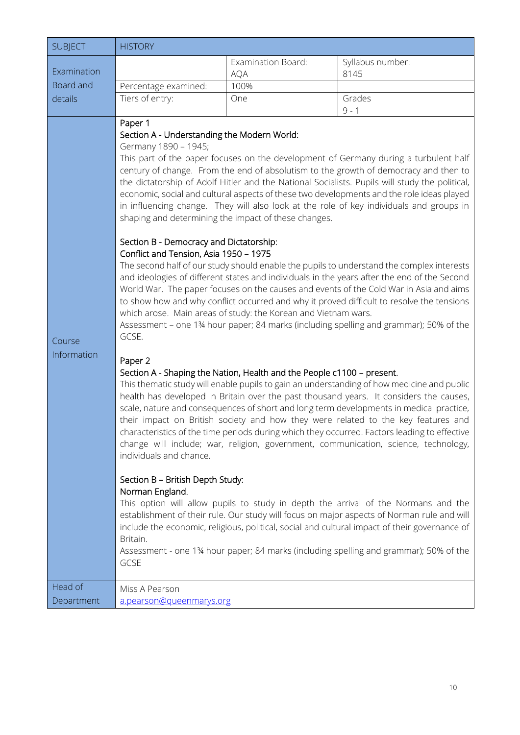| SUBJECT | HISTORY | | |
|---|---|---|---|
| Examination Board and details | | Examination Board: AQA | Syllabus number: 8145 |
| | Percentage examined: | 100% | |
| | Tiers of entry: | One | Grades 9 - 1 |

**Course Information**

**Paper 1**

**Section A - Understanding the Modern World:**

Germany 1890 – 1945;

This part of the paper focuses on the development of Germany during a turbulent half century of change. From the end of absolutism to the growth of democracy and then to the dictatorship of Adolf Hitler and the National Socialists. Pupils will study the political, economic, social and cultural aspects of these two developments and the role ideas played in influencing change. They will also look at the role of key individuals and groups in shaping and determining the impact of these changes.

**Section B - Democracy and Dictatorship:**
**Conflict and Tension, Asia 1950 – 1975**

The second half of our study should enable the pupils to understand the complex interests and ideologies of different states and individuals in the years after the end of the Second World War. The paper focuses on the causes and events of the Cold War in Asia and aims to show how and why conflict occurred and why it proved difficult to resolve the tensions which arose. Main areas of study: the Korean and Vietnam wars.

Assessment – one 1¾ hour paper; 84 marks (including spelling and grammar); 50% of the GCSE.

**Paper 2**

**Section A - Shaping the Nation, Health and the People c1100 – present.**

This thematic study will enable pupils to gain an understanding of how medicine and public health has developed in Britain over the past thousand years. It considers the causes, scale, nature and consequences of short and long term developments in medical practice, their impact on British society and how they were related to the key features and characteristics of the time periods during which they occurred. Factors leading to effective change will include; war, religion, government, communication, science, technology, individuals and chance.

**Section B – British Depth Study:**
**Norman England.**

This option will allow pupils to study in depth the arrival of the Normans and the establishment of their rule. Our study will focus on major aspects of Norman rule and will include the economic, religious, political, social and cultural impact of their governance of Britain.

Assessment - one 1¾ hour paper; 84 marks (including spelling and grammar); 50% of the GCSE

**Head of Department:** Miss A Pearson
a.pearson@queenmarys.org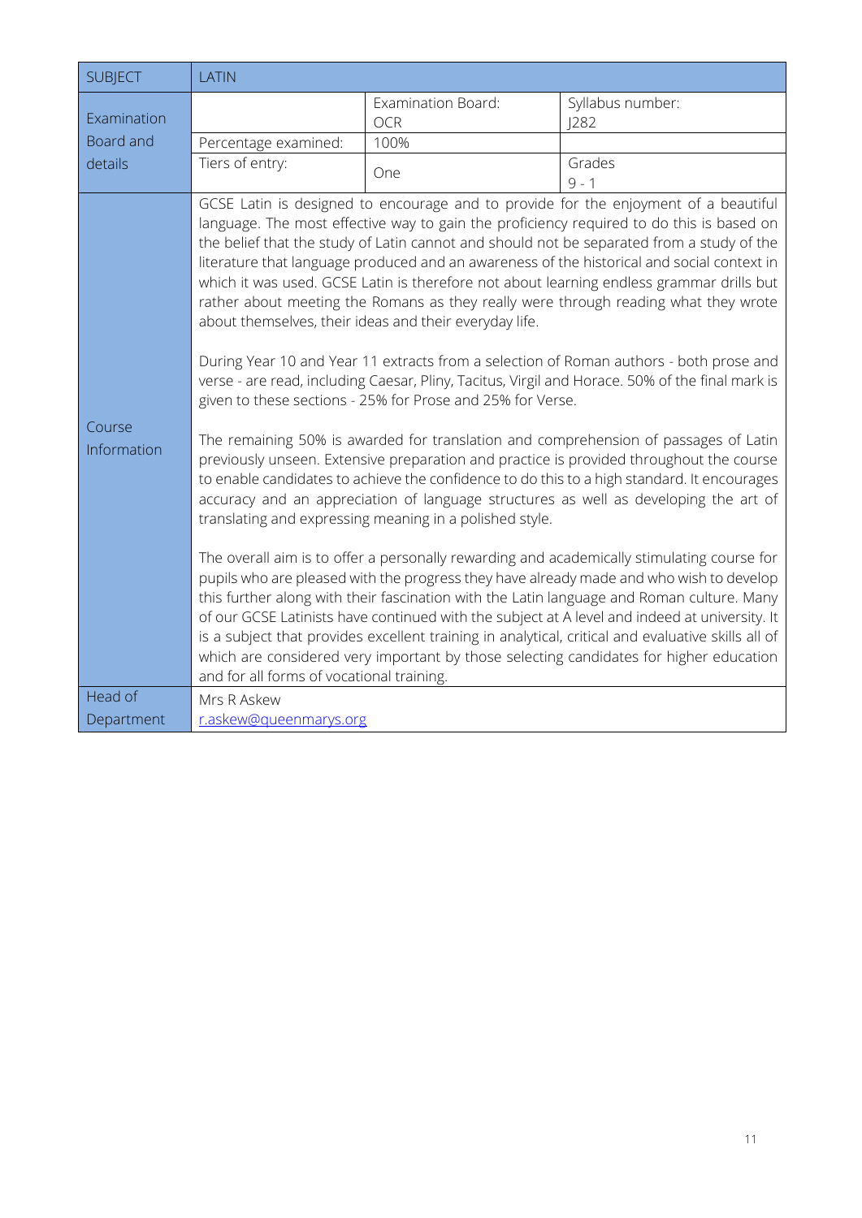| SUBJECT | LATIN | | |
|---|---|---|---|
| Examination Board and details | | Examination Board: OCR | Syllabus number: J282 |
| | Percentage examined: | 100% | |
| | Tiers of entry: | One | Grades 9 - 1 |
| Course Information | GCSE Latin is designed to encourage and to provide for the enjoyment of a beautiful language. The most effective way to gain the proficiency required to do this is based on the belief that the study of Latin cannot and should not be separated from a study of the literature that language produced and an awareness of the historical and social context in which it was used. GCSE Latin is therefore not about learning endless grammar drills but rather about meeting the Romans as they really were through reading what they wrote about themselves, their ideas and their everyday life.<br><br>During Year 10 and Year 11 extracts from a selection of Roman authors - both prose and verse - are read, including Caesar, Pliny, Tacitus, Virgil and Horace. 50% of the final mark is given to these sections - 25% for Prose and 25% for Verse.<br><br>The remaining 50% is awarded for translation and comprehension of passages of Latin previously unseen. Extensive preparation and practice is provided throughout the course to enable candidates to achieve the confidence to do this to a high standard. It encourages accuracy and an appreciation of language structures as well as developing the art of translating and expressing meaning in a polished style.<br><br>The overall aim is to offer a personally rewarding and academically stimulating course for pupils who are pleased with the progress they have already made and who wish to develop this further along with their fascination with the Latin language and Roman culture. Many of our GCSE Latinists have continued with the subject at A level and indeed at university. It is a subject that provides excellent training in analytical, critical and evaluative skills all of which are considered very important by those selecting candidates for higher education and for all forms of vocational training. | | |
| Head of Department | Mrs R Askew<br>r.askew@queenmarys.org | | |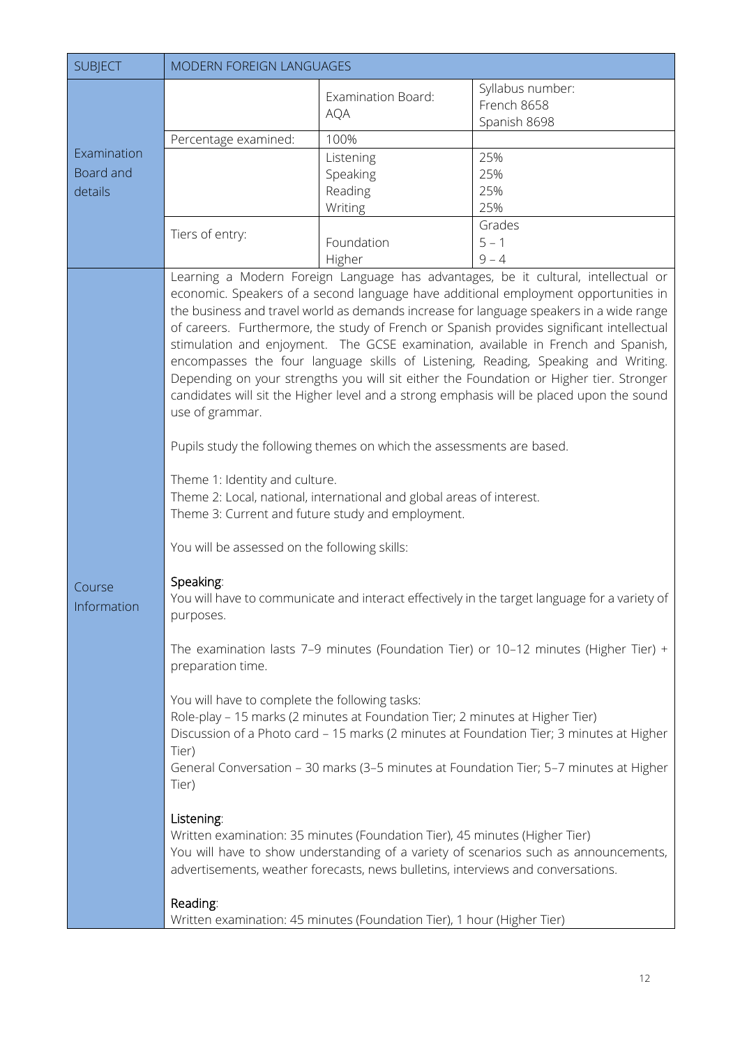| SUBJECT | MODERN FOREIGN LANGUAGES | | |
|---|---|---|---|
| Examination Board and details | | Examination Board: AQA | Syllabus number: French 8658 Spanish 8698 |
| | Percentage examined: | 100% | |
| | | Listening<br>Speaking<br>Reading<br>Writing | 25%<br>25%<br>25%<br>25% |
| | Tiers of entry: | Foundation<br>Higher | Grades<br>5 – 1<br>9 – 4 |

**Course Information**

Learning a Modern Foreign Language has advantages, be it cultural, intellectual or economic. Speakers of a second language have additional employment opportunities in the business and travel world as demands increase for language speakers in a wide range of careers. Furthermore, the study of French or Spanish provides significant intellectual stimulation and enjoyment. The GCSE examination, available in French and Spanish, encompasses the four language skills of Listening, Reading, Speaking and Writing. Depending on your strengths you will sit either the Foundation or Higher tier. Stronger candidates will sit the Higher level and a strong emphasis will be placed upon the sound use of grammar.

Pupils study the following themes on which the assessments are based.

Theme 1: Identity and culture.
Theme 2: Local, national, international and global areas of interest.
Theme 3: Current and future study and employment.

You will be assessed on the following skills:

Speaking:
You will have to communicate and interact effectively in the target language for a variety of purposes.

The examination lasts 7–9 minutes (Foundation Tier) or 10–12 minutes (Higher Tier) + preparation time.

You will have to complete the following tasks:
Role-play – 15 marks (2 minutes at Foundation Tier; 2 minutes at Higher Tier)
Discussion of a Photo card – 15 marks (2 minutes at Foundation Tier; 3 minutes at Higher Tier)
General Conversation – 30 marks (3–5 minutes at Foundation Tier; 5–7 minutes at Higher Tier)

Listening:
Written examination: 35 minutes (Foundation Tier), 45 minutes (Higher Tier)
You will have to show understanding of a variety of scenarios such as announcements, advertisements, weather forecasts, news bulletins, interviews and conversations.

Reading:
Written examination: 45 minutes (Foundation Tier), 1 hour (Higher Tier)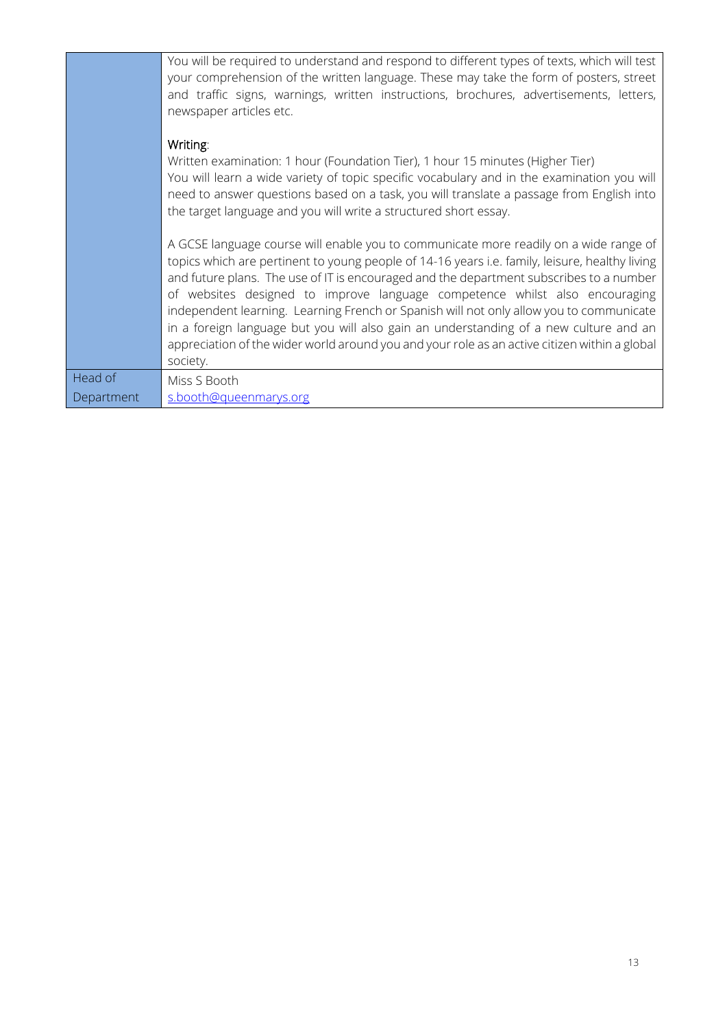| | |
|---|---|
| | You will be required to understand and respond to different types of texts, which will test your comprehension of the written language. These may take the form of posters, street and traffic signs, warnings, written instructions, brochures, advertisements, letters, newspaper articles etc.<br><br>Writing:<br>Written examination: 1 hour (Foundation Tier), 1 hour 15 minutes (Higher Tier)<br>You will learn a wide variety of topic specific vocabulary and in the examination you will need to answer questions based on a task, you will translate a passage from English into the target language and you will write a structured short essay.<br><br>A GCSE language course will enable you to communicate more readily on a wide range of topics which are pertinent to young people of 14-16 years i.e. family, leisure, healthy living and future plans. The use of IT is encouraged and the department subscribes to a number of websites designed to improve language competence whilst also encouraging independent learning. Learning French or Spanish will not only allow you to communicate in a foreign language but you will also gain an understanding of a new culture and an appreciation of the wider world around you and your role as an active citizen within a global society. |
| Head of Department | Miss S Booth<br>s.booth@queenmarys.org |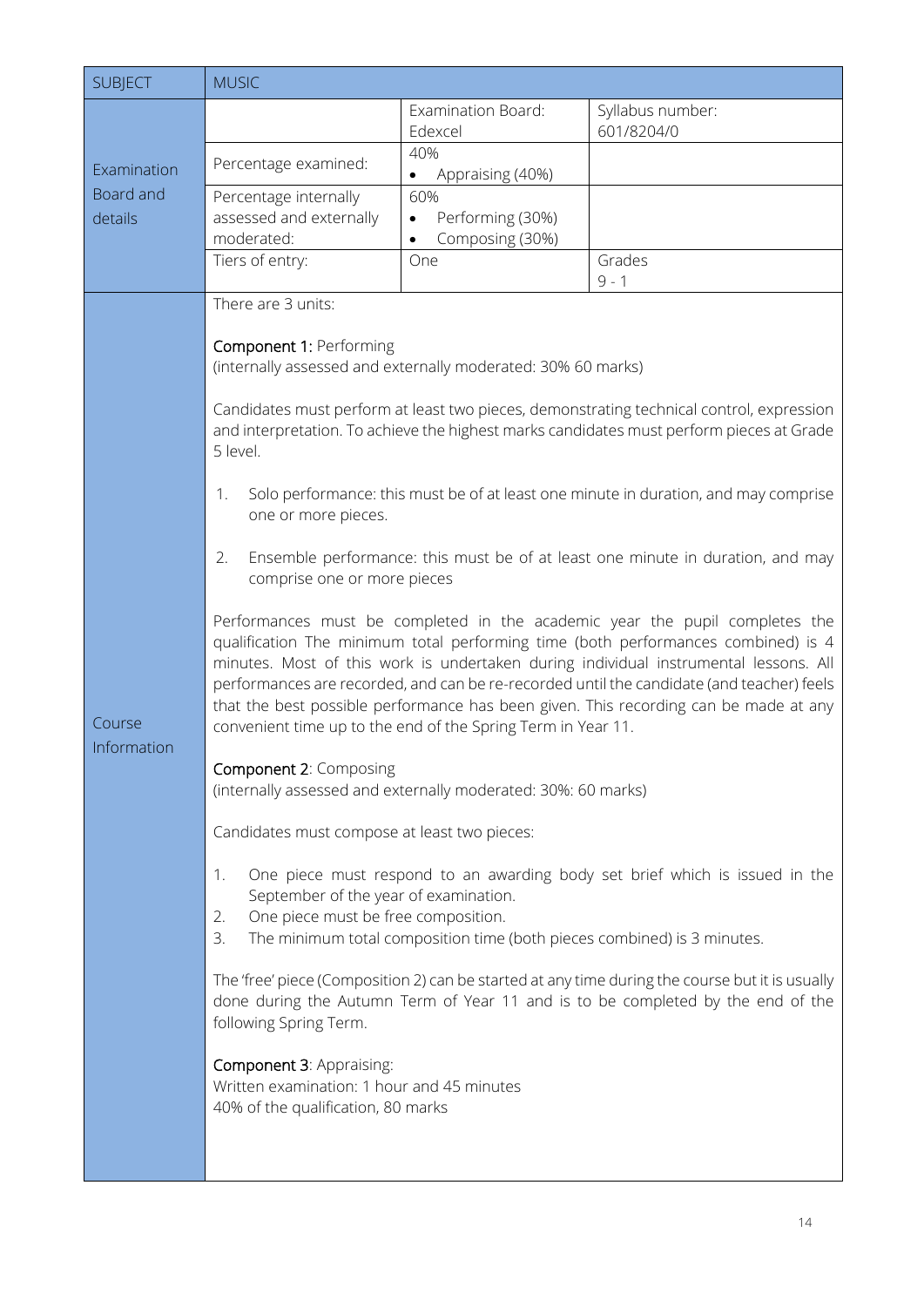| SUBJECT | MUSIC | | |
|---|---|---|---|
| Examination Board and details | | Examination Board: Edexcel | Syllabus number: 601/8204/0 |
| | Percentage examined: | 40%<br>• Appraising (40%) | |
| | Percentage internally assessed and externally moderated: | 60%<br>• Performing (30%)<br>• Composing (30%) | |
| | Tiers of entry: | One | Grades 9 - 1 |

**Course Information**

There are 3 units:

**Component 1:** Performing
(internally assessed and externally moderated: 30% 60 marks)

Candidates must perform at least two pieces, demonstrating technical control, expression and interpretation. To achieve the highest marks candidates must perform pieces at Grade 5 level.

1. Solo performance: this must be of at least one minute in duration, and may comprise one or more pieces.
2. Ensemble performance: this must be of at least one minute in duration, and may comprise one or more pieces

Performances must be completed in the academic year the pupil completes the qualification The minimum total performing time (both performances combined) is 4 minutes. Most of this work is undertaken during individual instrumental lessons. All performances are recorded, and can be re-recorded until the candidate (and teacher) feels that the best possible performance has been given. This recording can be made at any convenient time up to the end of the Spring Term in Year 11.

**Component 2**: Composing
(internally assessed and externally moderated: 30%: 60 marks)

Candidates must compose at least two pieces:

1. One piece must respond to an awarding body set brief which is issued in the September of the year of examination.
2. One piece must be free composition.
3. The minimum total composition time (both pieces combined) is 3 minutes.

The 'free' piece (Composition 2) can be started at any time during the course but it is usually done during the Autumn Term of Year 11 and is to be completed by the end of the following Spring Term.

**Component 3**: Appraising:
Written examination: 1 hour and 45 minutes
40% of the qualification, 80 marks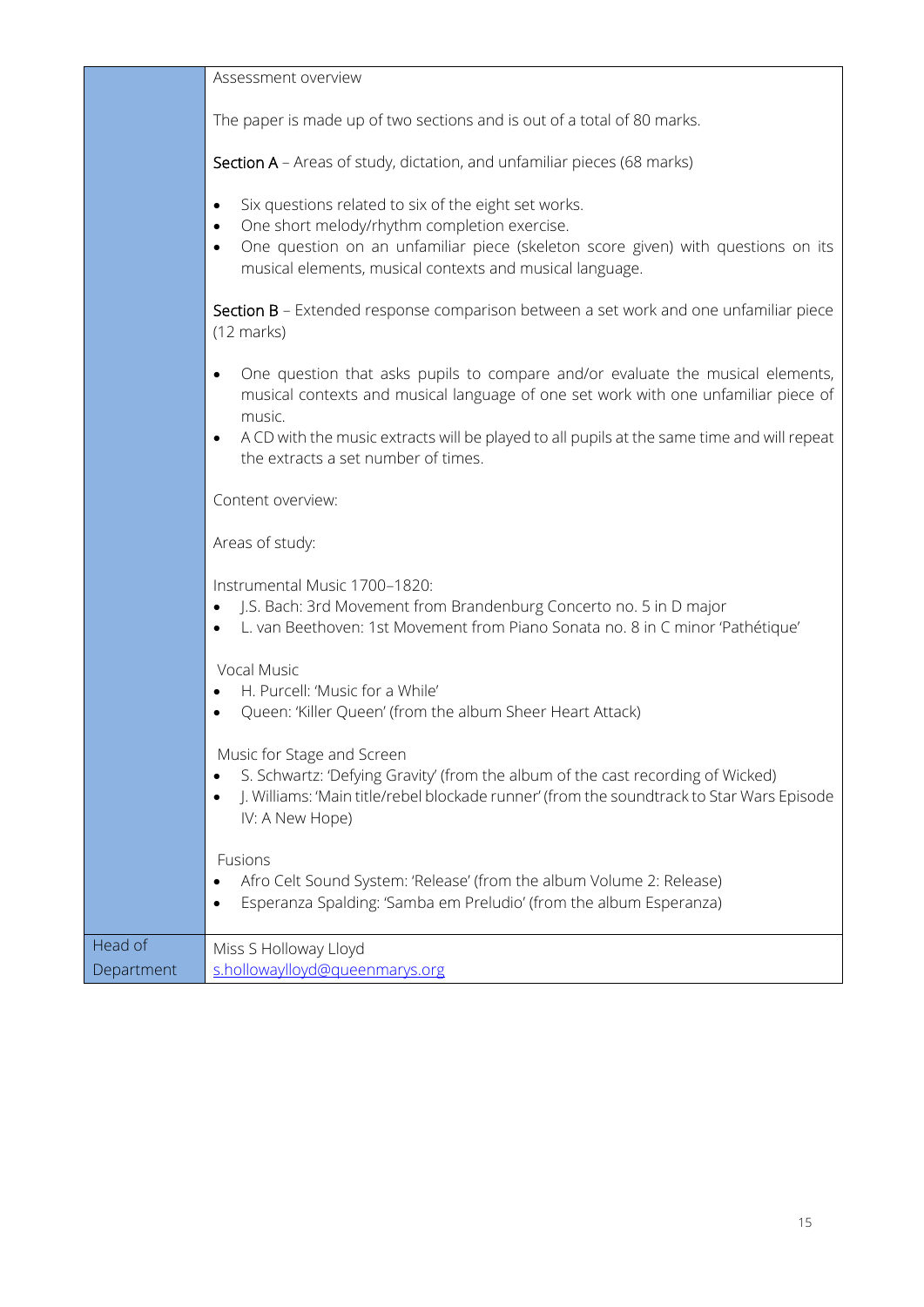| | |
|---|---|
| | Assessment overview<br><br>The paper is made up of two sections and is out of a total of 80 marks.<br><br>**Section A** – Areas of study, dictation, and unfamiliar pieces (68 marks)<br><br>• Six questions related to six of the eight set works.<br>• One short melody/rhythm completion exercise.<br>• One question on an unfamiliar piece (skeleton score given) with questions on its musical elements, musical contexts and musical language.<br><br>**Section B** – Extended response comparison between a set work and one unfamiliar piece (12 marks)<br><br>• One question that asks pupils to compare and/or evaluate the musical elements, musical contexts and musical language of one set work with one unfamiliar piece of music.<br>• A CD with the music extracts will be played to all pupils at the same time and will repeat the extracts a set number of times.<br><br>Content overview:<br><br>Areas of study:<br><br>Instrumental Music 1700–1820:<br>• J.S. Bach: 3rd Movement from Brandenburg Concerto no. 5 in D major<br>• L. van Beethoven: 1st Movement from Piano Sonata no. 8 in C minor 'Pathétique'<br><br>Vocal Music<br>• H. Purcell: 'Music for a While'<br>• Queen: 'Killer Queen' (from the album Sheer Heart Attack)<br><br>Music for Stage and Screen<br>• S. Schwartz: 'Defying Gravity' (from the album of the cast recording of Wicked)<br>• J. Williams: 'Main title/rebel blockade runner' (from the soundtrack to Star Wars Episode IV: A New Hope)<br><br>Fusions<br>• Afro Celt Sound System: 'Release' (from the album Volume 2: Release)<br>• Esperanza Spalding: 'Samba em Preludio' (from the album Esperanza) |
| Head of Department | Miss S Holloway Lloyd<br>s.hollowaylloyd@queenmarys.org |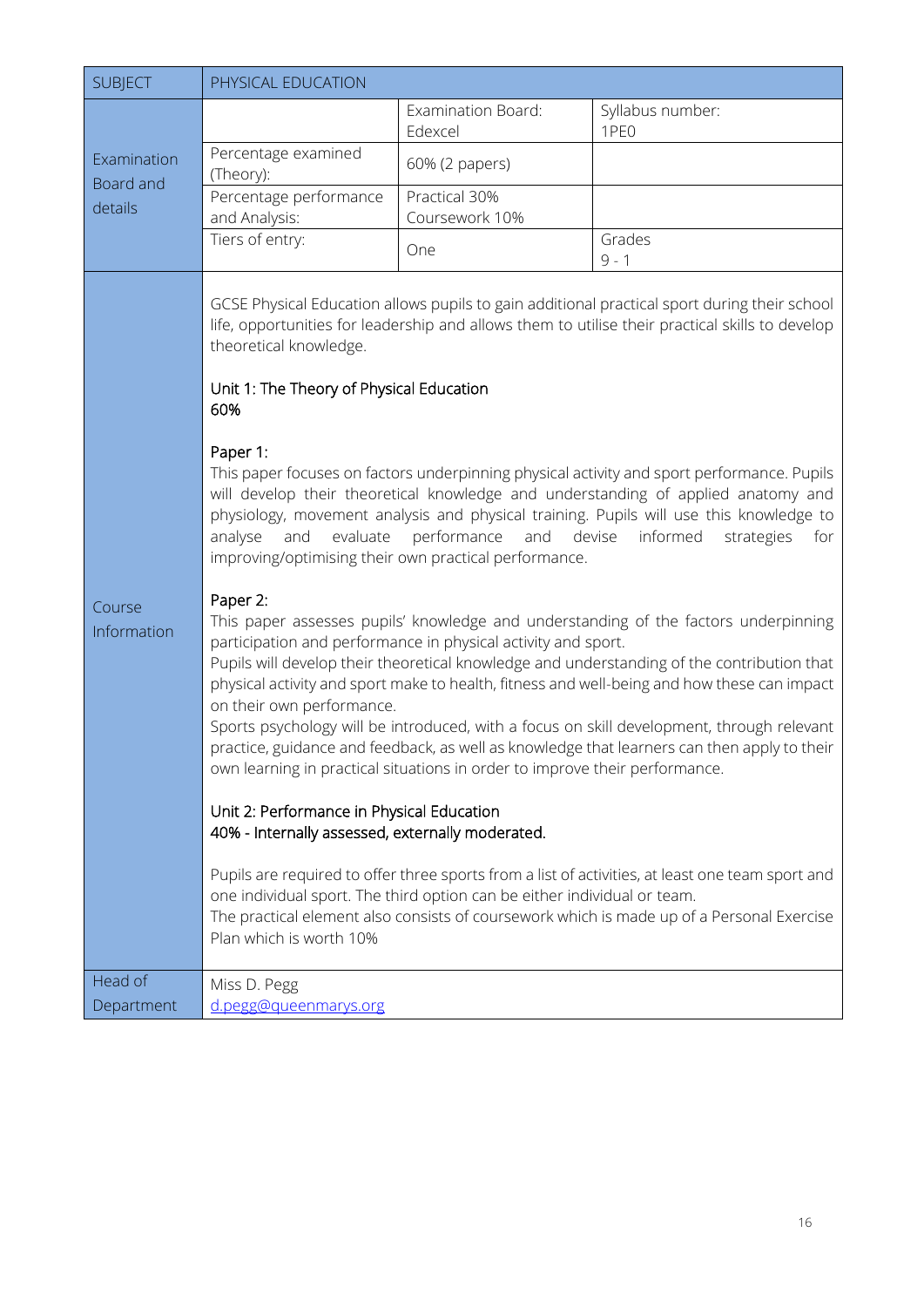| SUBJECT | PHYSICAL EDUCATION | | |
|---|---|---|---|
| Examination Board and details | | Examination Board: Edexcel | Syllabus number: 1PE0 |
| | Percentage examined (Theory): | 60% (2 papers) | |
| | Percentage performance and Analysis: | Practical 30%<br>Coursework 10% | |
| | Tiers of entry: | One | Grades<br>9 - 1 |

**Course Information**

GCSE Physical Education allows pupils to gain additional practical sport during their school life, opportunities for leadership and allows them to utilise their practical skills to develop theoretical knowledge.

Unit 1: The Theory of Physical Education
60%

Paper 1:
This paper focuses on factors underpinning physical activity and sport performance. Pupils will develop their theoretical knowledge and understanding of applied anatomy and physiology, movement analysis and physical training. Pupils will use this knowledge to analyse and evaluate performance and devise informed strategies for improving/optimising their own practical performance.

Paper 2:
This paper assesses pupils' knowledge and understanding of the factors underpinning participation and performance in physical activity and sport.
Pupils will develop their theoretical knowledge and understanding of the contribution that physical activity and sport make to health, fitness and well-being and how these can impact on their own performance.
Sports psychology will be introduced, with a focus on skill development, through relevant practice, guidance and feedback, as well as knowledge that learners can then apply to their own learning in practical situations in order to improve their performance.

Unit 2: Performance in Physical Education
40% - Internally assessed, externally moderated.

Pupils are required to offer three sports from a list of activities, at least one team sport and one individual sport. The third option can be either individual or team.
The practical element also consists of coursework which is made up of a Personal Exercise Plan which is worth 10%

| Head of Department | Miss D. Pegg<br>d.pegg@queenmarys.org |
|---|---|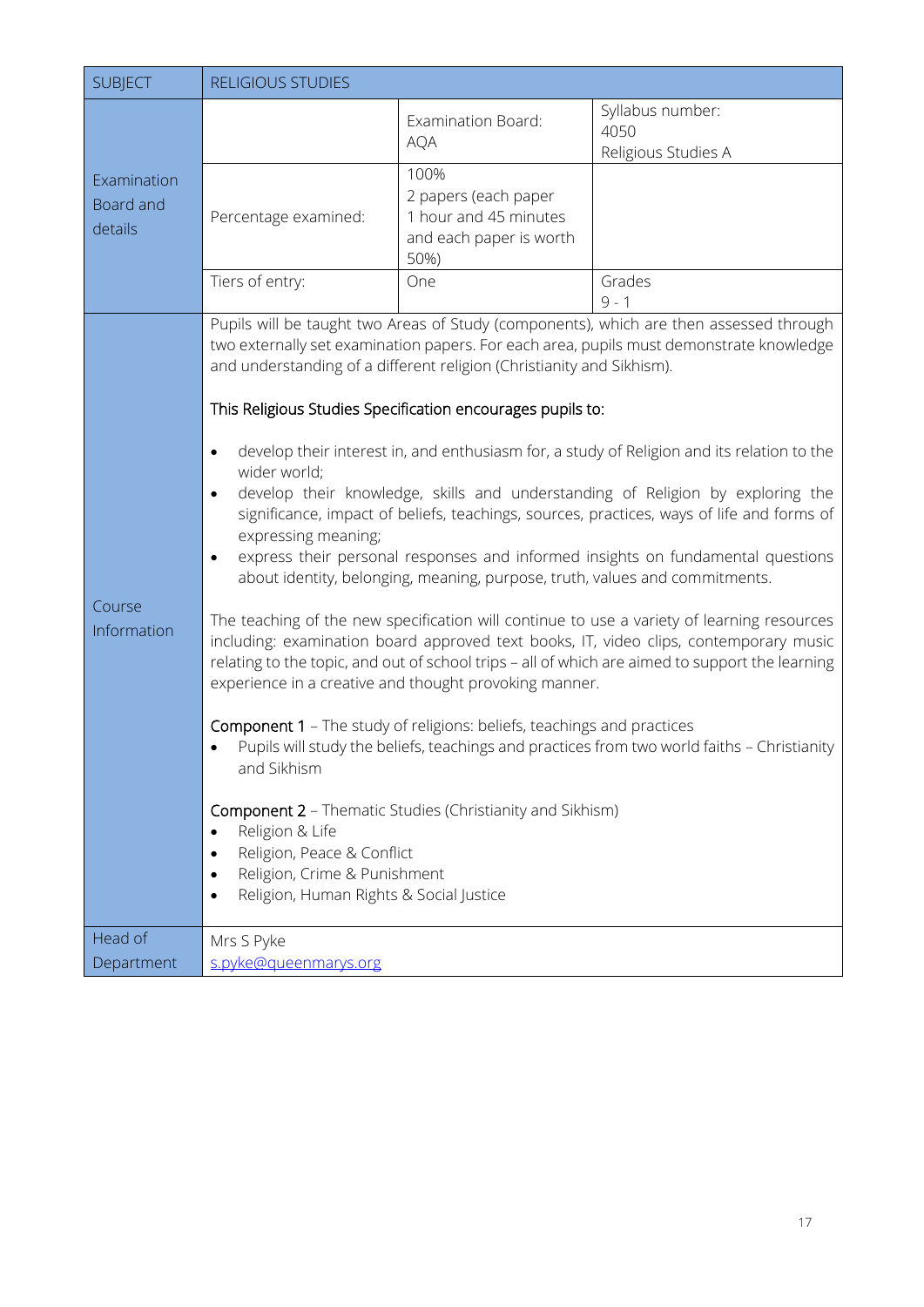| SUBJECT | RELIGIOUS STUDIES | | |
|---|---|---|---|
| Examination Board and details | | Examination Board: AQA | Syllabus number: 4050 Religious Studies A |
| | Percentage examined: | 100% 2 papers (each paper 1 hour and 45 minutes and each paper is worth 50%) | |
| | Tiers of entry: | One | Grades 9 - 1 |
| Course Information | Pupils will be taught two Areas of Study (components), which are then assessed through two externally set examination papers. For each area, pupils must demonstrate knowledge and understanding of a different religion (Christianity and Sikhism).<br><br>This Religious Studies Specification encourages pupils to:<br><br>• develop their interest in, and enthusiasm for, a study of Religion and its relation to the wider world;<br>• develop their knowledge, skills and understanding of Religion by exploring the significance, impact of beliefs, teachings, sources, practices, ways of life and forms of expressing meaning;<br>• express their personal responses and informed insights on fundamental questions about identity, belonging, meaning, purpose, truth, values and commitments.<br><br>The teaching of the new specification will continue to use a variety of learning resources including: examination board approved text books, IT, video clips, contemporary music relating to the topic, and out of school trips – all of which are aimed to support the learning experience in a creative and thought provoking manner.<br><br>**Component 1** – The study of religions: beliefs, teachings and practices<br>• Pupils will study the beliefs, teachings and practices from two world faiths – Christianity and Sikhism<br><br>**Component 2** – Thematic Studies (Christianity and Sikhism)<br>• Religion & Life<br>• Religion, Peace & Conflict<br>• Religion, Crime & Punishment<br>• Religion, Human Rights & Social Justice | | |
| Head of Department | Mrs S Pyke<br>s.pyke@queenmarys.org | | |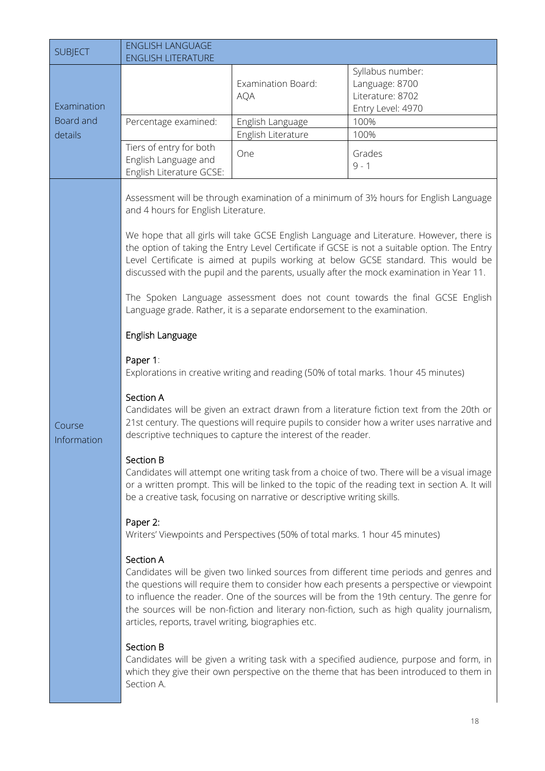| SUBJECT | ENGLISH LANGUAGE<br>ENGLISH LITERATURE | | |
|---|---|---|---|
| Examination Board and details | | Examination Board:<br>AQA | Syllabus number:<br>Language: 8700<br>Literature: 8702<br>Entry Level: 4970 |
| | Percentage examined: | English Language | 100% |
| | | English Literature | 100% |
| | Tiers of entry for both English Language and English Literature GCSE: | One | Grades<br>9 - 1 |

**Course Information**

Assessment will be through examination of a minimum of 3½ hours for English Language and 4 hours for English Literature.

We hope that all girls will take GCSE English Language and Literature. However, there is the option of taking the Entry Level Certificate if GCSE is not a suitable option. The Entry Level Certificate is aimed at pupils working at below GCSE standard. This would be discussed with the pupil and the parents, usually after the mock examination in Year 11.

The Spoken Language assessment does not count towards the final GCSE English Language grade. Rather, it is a separate endorsement to the examination.

English Language

Paper 1:
Explorations in creative writing and reading (50% of total marks. 1hour 45 minutes)

Section A
Candidates will be given an extract drawn from a literature fiction text from the 20th or 21st century. The questions will require pupils to consider how a writer uses narrative and descriptive techniques to capture the interest of the reader.

Section B
Candidates will attempt one writing task from a choice of two. There will be a visual image or a written prompt. This will be linked to the topic of the reading text in section A. It will be a creative task, focusing on narrative or descriptive writing skills.

Paper 2:
Writers' Viewpoints and Perspectives (50% of total marks. 1 hour 45 minutes)

Section A
Candidates will be given two linked sources from different time periods and genres and the questions will require them to consider how each presents a perspective or viewpoint to influence the reader. One of the sources will be from the 19th century. The genre for the sources will be non-fiction and literary non-fiction, such as high quality journalism, articles, reports, travel writing, biographies etc.

Section B
Candidates will be given a writing task with a specified audience, purpose and form, in which they give their own perspective on the theme that has been introduced to them in Section A.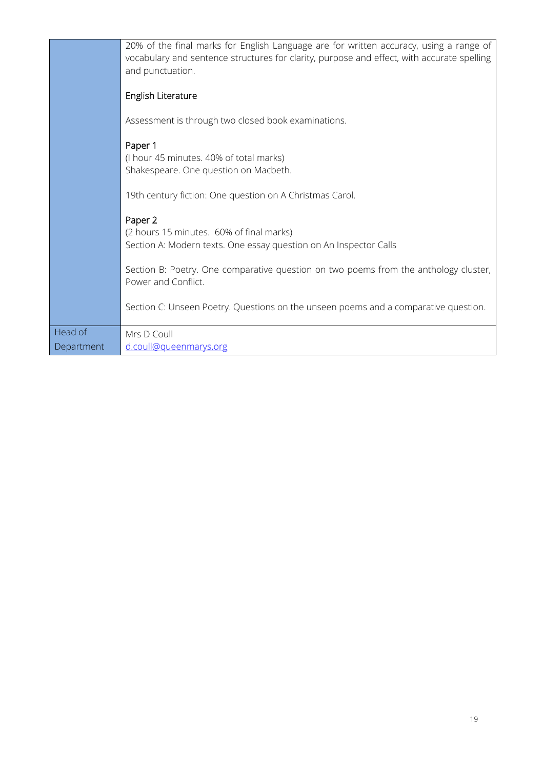|  |  |
| --- | --- |
|  | 20% of the final marks for English Language are for written accuracy, using a range of vocabulary and sentence structures for clarity, purpose and effect, with accurate spelling and punctuation.<br><br>English Literature<br><br>Assessment is through two closed book examinations.<br><br>Paper 1<br>(I hour 45 minutes. 40% of total marks)<br>Shakespeare. One question on Macbeth.<br><br>19th century fiction: One question on A Christmas Carol.<br><br>Paper 2<br>(2 hours 15 minutes. 60% of final marks)<br>Section A: Modern texts. One essay question on An Inspector Calls<br><br>Section B: Poetry. One comparative question on two poems from the anthology cluster, Power and Conflict.<br><br>Section C: Unseen Poetry. Questions on the unseen poems and a comparative question. |
| Head of Department | Mrs D Coull<br>d.coull@queenmarys.org |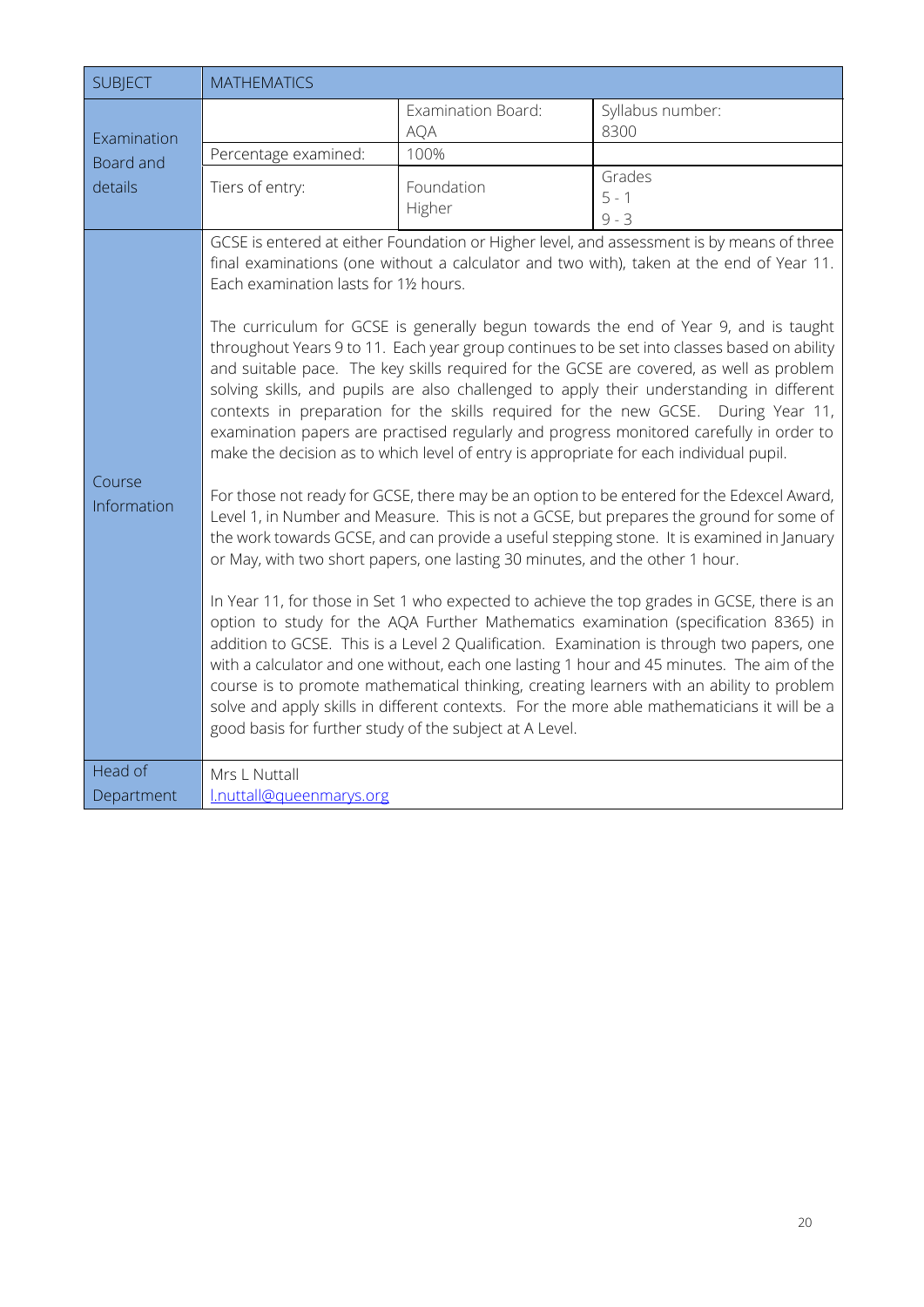| SUBJECT | MATHEMATICS | | |
|---|---|---|---|
| Examination Board and details | | Examination Board: AQA | Syllabus number: 8300 |
| | Percentage examined: | 100% | |
| | Tiers of entry: | Foundation<br>Higher | Grades<br>5 - 1<br>9 - 3 |
| Course Information | GCSE is entered at either Foundation or Higher level, and assessment is by means of three final examinations (one without a calculator and two with), taken at the end of Year 11. Each examination lasts for 1½ hours.<br><br>The curriculum for GCSE is generally begun towards the end of Year 9, and is taught throughout Years 9 to 11. Each year group continues to be set into classes based on ability and suitable pace. The key skills required for the GCSE are covered, as well as problem solving skills, and pupils are also challenged to apply their understanding in different contexts in preparation for the skills required for the new GCSE. During Year 11, examination papers are practised regularly and progress monitored carefully in order to make the decision as to which level of entry is appropriate for each individual pupil.<br><br>For those not ready for GCSE, there may be an option to be entered for the Edexcel Award, Level 1, in Number and Measure. This is not a GCSE, but prepares the ground for some of the work towards GCSE, and can provide a useful stepping stone. It is examined in January or May, with two short papers, one lasting 30 minutes, and the other 1 hour.<br><br>In Year 11, for those in Set 1 who expected to achieve the top grades in GCSE, there is an option to study for the AQA Further Mathematics examination (specification 8365) in addition to GCSE. This is a Level 2 Qualification. Examination is through two papers, one with a calculator and one without, each one lasting 1 hour and 45 minutes. The aim of the course is to promote mathematical thinking, creating learners with an ability to problem solve and apply skills in different contexts. For the more able mathematicians it will be a good basis for further study of the subject at A Level. | | |
| Head of Department | Mrs L Nuttall<br>l.nuttall@queenmarys.org | | |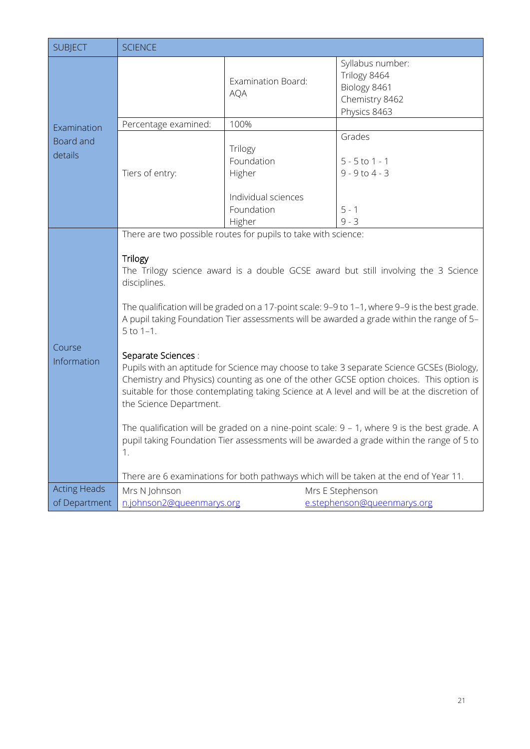| SUBJECT | SCIENCE | | |
|---|---|---|---|
| Examination Board and details | | Examination Board: AQA | Syllabus number: Trilogy 8464 Biology 8461 Chemistry 8462 Physics 8463 |
| | Percentage examined: | 100% | |
| | Tiers of entry: | Trilogy Foundation Higher Individual sciences Foundation Higher | Grades 5 - 5 to 1 - 1 9 - 9 to 4 - 3 5 - 1 9 - 3 |
| Course Information | There are two possible routes for pupils to take with science:<br><br>**Trilogy**<br>The Trilogy science award is a double GCSE award but still involving the 3 Science disciplines.<br><br>The qualification will be graded on a 17-point scale: 9–9 to 1–1, where 9–9 is the best grade. A pupil taking Foundation Tier assessments will be awarded a grade within the range of 5–5 to 1–1.<br><br>**Separate Sciences** :<br>Pupils with an aptitude for Science may choose to take 3 separate Science GCSEs (Biology, Chemistry and Physics) counting as one of the other GCSE option choices. This option is suitable for those contemplating taking Science at A level and will be at the discretion of the Science Department.<br><br>The qualification will be graded on a nine-point scale: 9 – 1, where 9 is the best grade. A pupil taking Foundation Tier assessments will be awarded a grade within the range of 5 to 1.<br><br>There are 6 examinations for both pathways which will be taken at the end of Year 11. | | |
| Acting Heads of Department | Mrs N Johnson n.johnson2@queenmarys.org | | Mrs E Stephenson e.stephenson@queenmarys.org |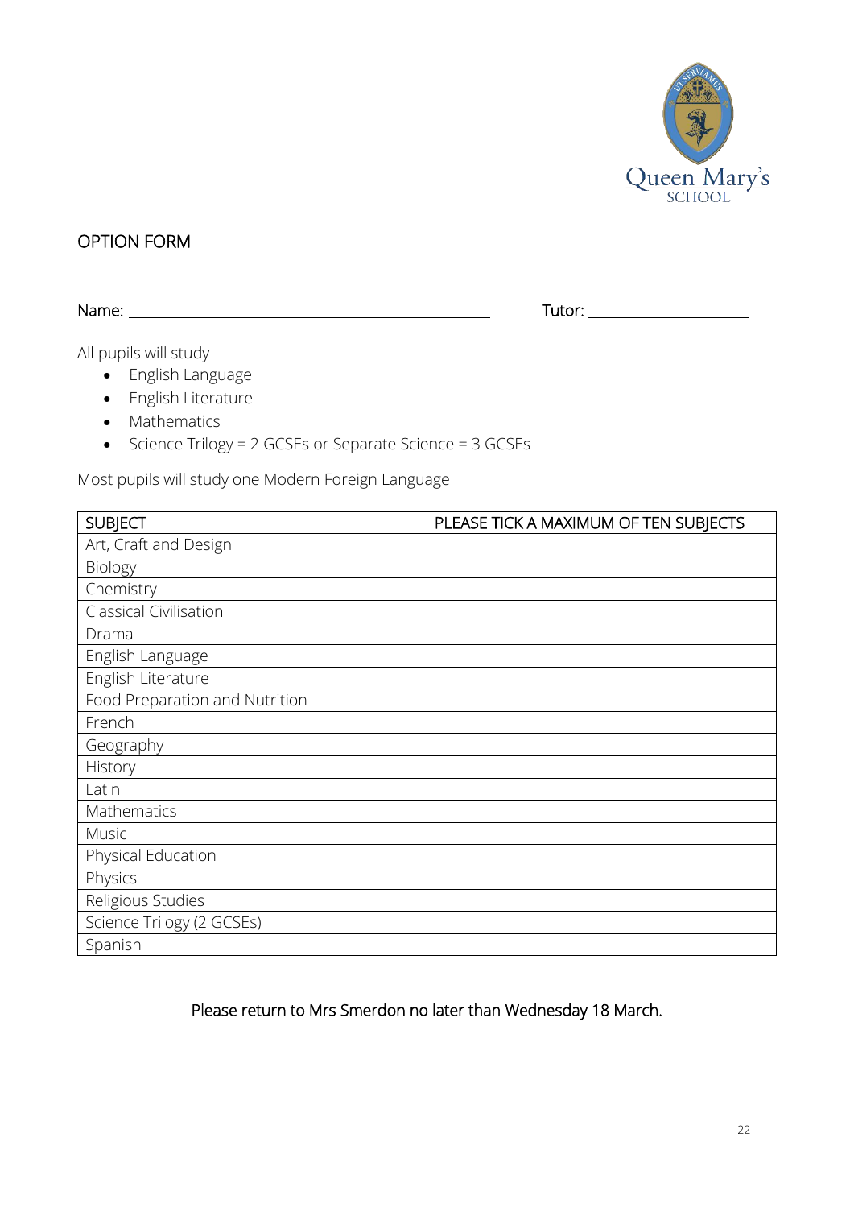# OPTION FORM

Name: ______________________________ Tutor: ____________________

All pupils will study

- English Language
- English Literature
- Mathematics
- Science Trilogy = 2 GCSEs or Separate Science = 3 GCSEs

Most pupils will study one Modern Foreign Language

| SUBJECT | PLEASE TICK A MAXIMUM OF TEN SUBJECTS |
|---|---|
| Art, Craft and Design | |
| Biology | |
| Chemistry | |
| Classical Civilisation | |
| Drama | |
| English Language | |
| English Literature | |
| Food Preparation and Nutrition | |
| French | |
| Geography | |
| History | |
| Latin | |
| Mathematics | |
| Music | |
| Physical Education | |
| Physics | |
| Religious Studies | |
| Science Trilogy (2 GCSEs) | |
| Spanish | |

Please return to Mrs Smerdon no later than Wednesday 18 March.